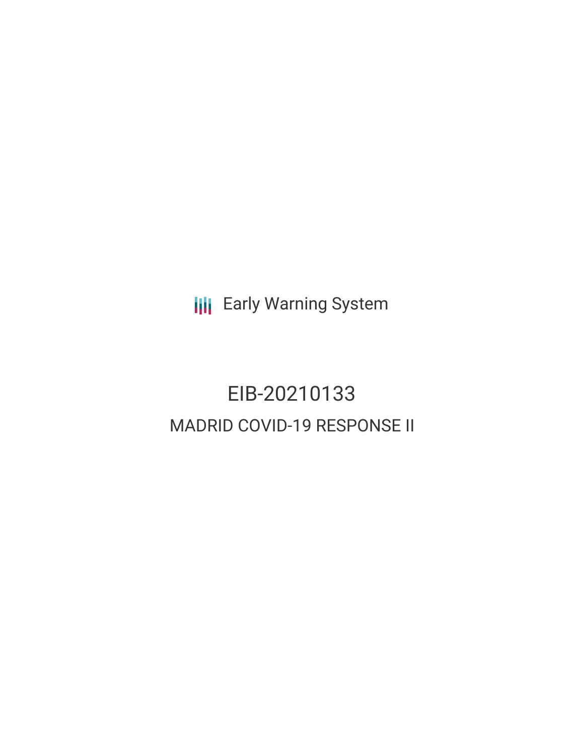Early Warning System

# EIB-20210133

## MADRID COVID-19 RESPONSE II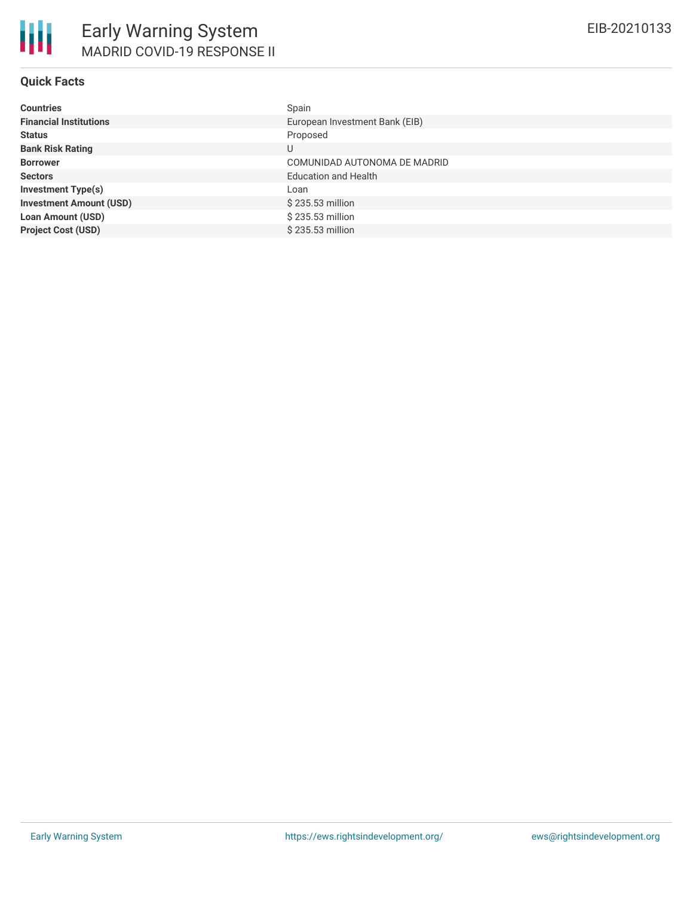# Early Warning System
## MADRID COVID-19 RESPONSE II

EIB-20210133

### Quick Facts

| | |
|---|---|
| **Countries** | Spain |
| **Financial Institutions** | European Investment Bank (EIB) |
| **Status** | Proposed |
| **Bank Risk Rating** | U |
| **Borrower** | COMUNIDAD AUTONOMA DE MADRID |
| **Sectors** | Education and Health |
| **Investment Type(s)** | Loan |
| **Investment Amount (USD)** | $ 235.53 million |
| **Loan Amount (USD)** | $ 235.53 million |
| **Project Cost (USD)** | $ 235.53 million |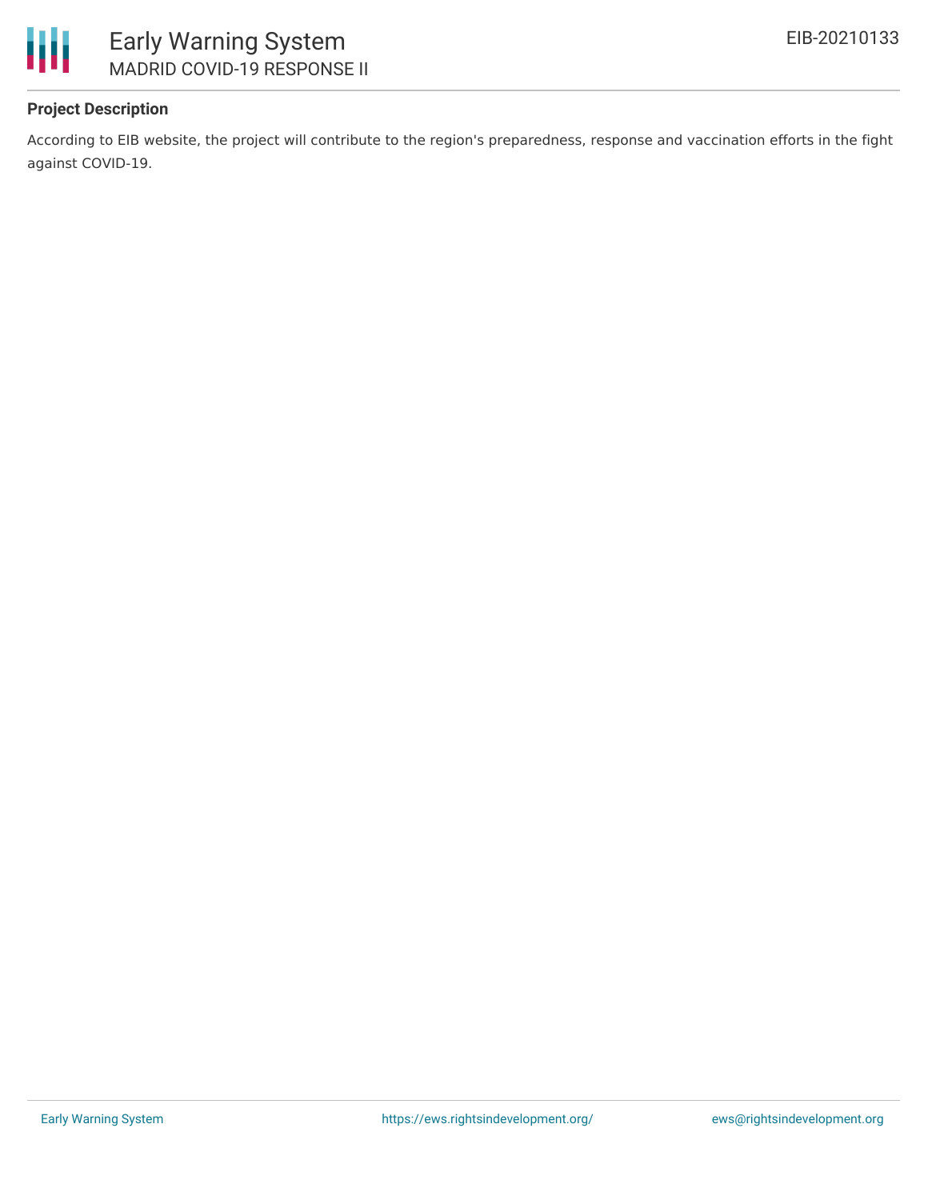### Project Description

According to EIB website, the project will contribute to the region's preparedness, response and vaccination efforts in the fight against COVID-19.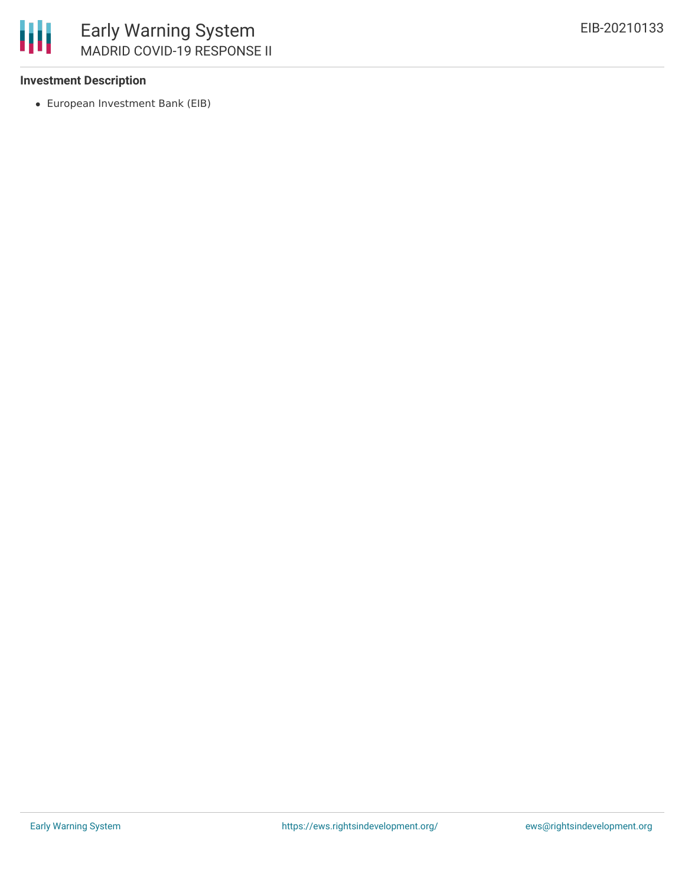### Investment Description

- European Investment Bank (EIB)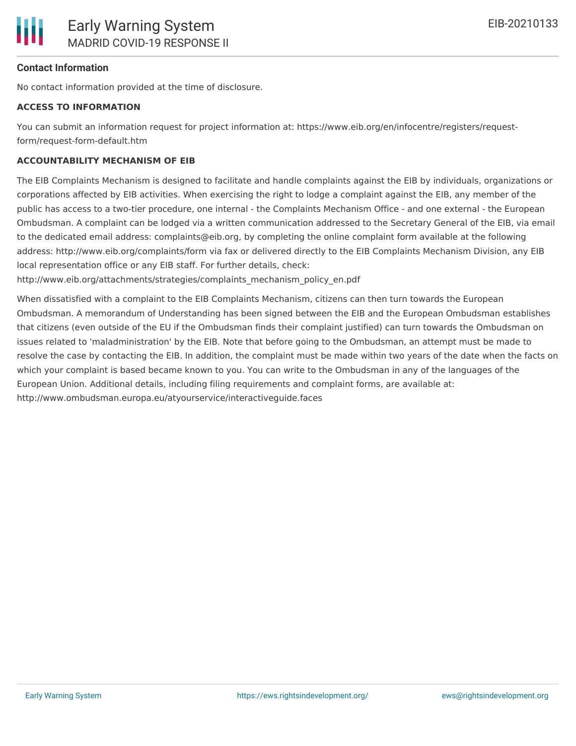### Contact Information

No contact information provided at the time of disclosure.

#### ACCESS TO INFORMATION

You can submit an information request for project information at: https://www.eib.org/en/infocentre/registers/request-form/request-form-default.htm

#### ACCOUNTABILITY MECHANISM OF EIB

The EIB Complaints Mechanism is designed to facilitate and handle complaints against the EIB by individuals, organizations or corporations affected by EIB activities. When exercising the right to lodge a complaint against the EIB, any member of the public has access to a two-tier procedure, one internal - the Complaints Mechanism Office - and one external - the European Ombudsman. A complaint can be lodged via a written communication addressed to the Secretary General of the EIB, via email to the dedicated email address: complaints@eib.org, by completing the online complaint form available at the following address: http://www.eib.org/complaints/form via fax or delivered directly to the EIB Complaints Mechanism Division, any EIB local representation office or any EIB staff. For further details, check: http://www.eib.org/attachments/strategies/complaints_mechanism_policy_en.pdf

When dissatisfied with a complaint to the EIB Complaints Mechanism, citizens can then turn towards the European Ombudsman. A memorandum of Understanding has been signed between the EIB and the European Ombudsman establishes that citizens (even outside of the EU if the Ombudsman finds their complaint justified) can turn towards the Ombudsman on issues related to 'maladministration' by the EIB. Note that before going to the Ombudsman, an attempt must be made to resolve the case by contacting the EIB. In addition, the complaint must be made within two years of the date when the facts on which your complaint is based became known to you. You can write to the Ombudsman in any of the languages of the European Union. Additional details, including filing requirements and complaint forms, are available at: http://www.ombudsman.europa.eu/atyourservice/interactiveguide.faces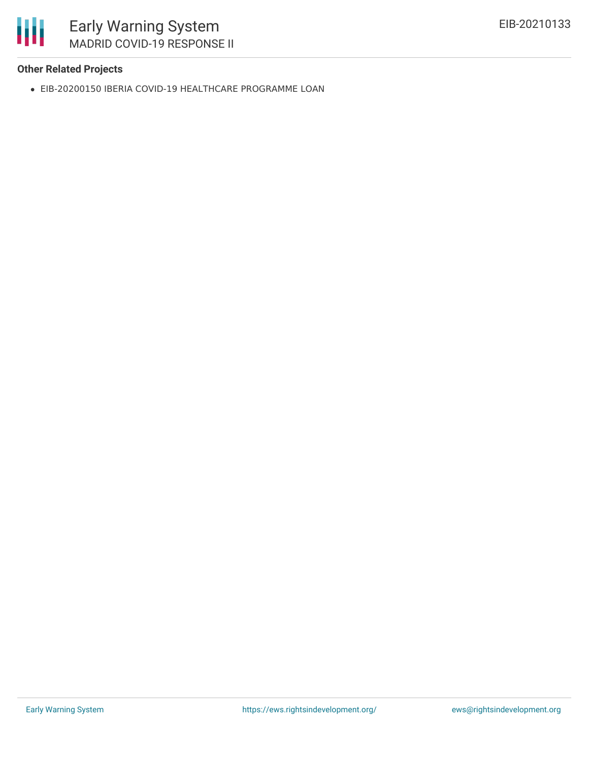**Other Related Projects**

- EIB-20200150 IBERIA COVID-19 HEALTHCARE PROGRAMME LOAN